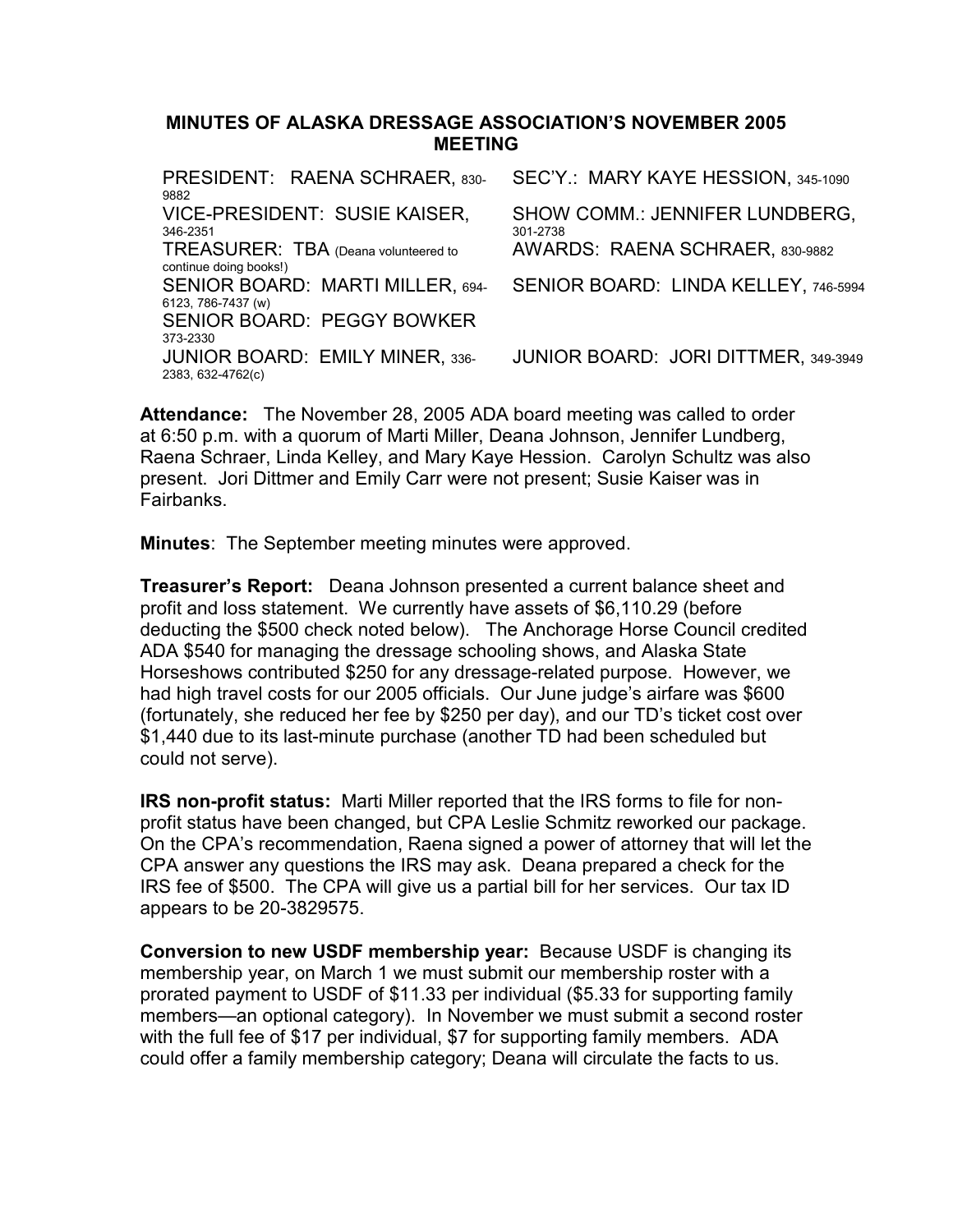# MINUTES OF ALASKA DRESSAGE ASSOCIATION'S NOVEMBER 2005 MEETING

| | |
|---|---|
| PRESIDENT: RAENA SCHRAER, 830-9882 | SEC'Y.: MARY KAYE HESSION, 345-1090 |
| VICE-PRESIDENT: SUSIE KAISER, 346-2351 | SHOW COMM.: JENNIFER LUNDBERG, 301-2738 |
| TREASURER: TBA (Deana volunteered to continue doing books!) | AWARDS: RAENA SCHRAER, 830-9882 |
| SENIOR BOARD: MARTI MILLER, 694-6123, 786-7437 (w) | SENIOR BOARD: LINDA KELLEY, 746-5994 |
| SENIOR BOARD: PEGGY BOWKER 373-2330 | |
| JUNIOR BOARD: EMILY MINER, 336-2383, 632-4762(c) | JUNIOR BOARD: JORI DITTMER, 349-3949 |

**Attendance:** The November 28, 2005 ADA board meeting was called to order at 6:50 p.m. with a quorum of Marti Miller, Deana Johnson, Jennifer Lundberg, Raena Schraer, Linda Kelley, and Mary Kaye Hession. Carolyn Schultz was also present. Jori Dittmer and Emily Carr were not present; Susie Kaiser was in Fairbanks.

**Minutes**: The September meeting minutes were approved.

**Treasurer's Report:** Deana Johnson presented a current balance sheet and profit and loss statement. We currently have assets of $6,110.29 (before deducting the $500 check noted below). The Anchorage Horse Council credited ADA $540 for managing the dressage schooling shows, and Alaska State Horseshows contributed $250 for any dressage-related purpose. However, we had high travel costs for our 2005 officials. Our June judge's airfare was $600 (fortunately, she reduced her fee by $250 per day), and our TD's ticket cost over $1,440 due to its last-minute purchase (another TD had been scheduled but could not serve).

**IRS non-profit status:** Marti Miller reported that the IRS forms to file for non-profit status have been changed, but CPA Leslie Schmitz reworked our package. On the CPA's recommendation, Raena signed a power of attorney that will let the CPA answer any questions the IRS may ask. Deana prepared a check for the IRS fee of $500. The CPA will give us a partial bill for her services. Our tax ID appears to be 20-3829575.

**Conversion to new USDF membership year:** Because USDF is changing its membership year, on March 1 we must submit our membership roster with a prorated payment to USDF of $11.33 per individual ($5.33 for supporting family members—an optional category). In November we must submit a second roster with the full fee of $17 per individual, $7 for supporting family members. ADA could offer a family membership category; Deana will circulate the facts to us.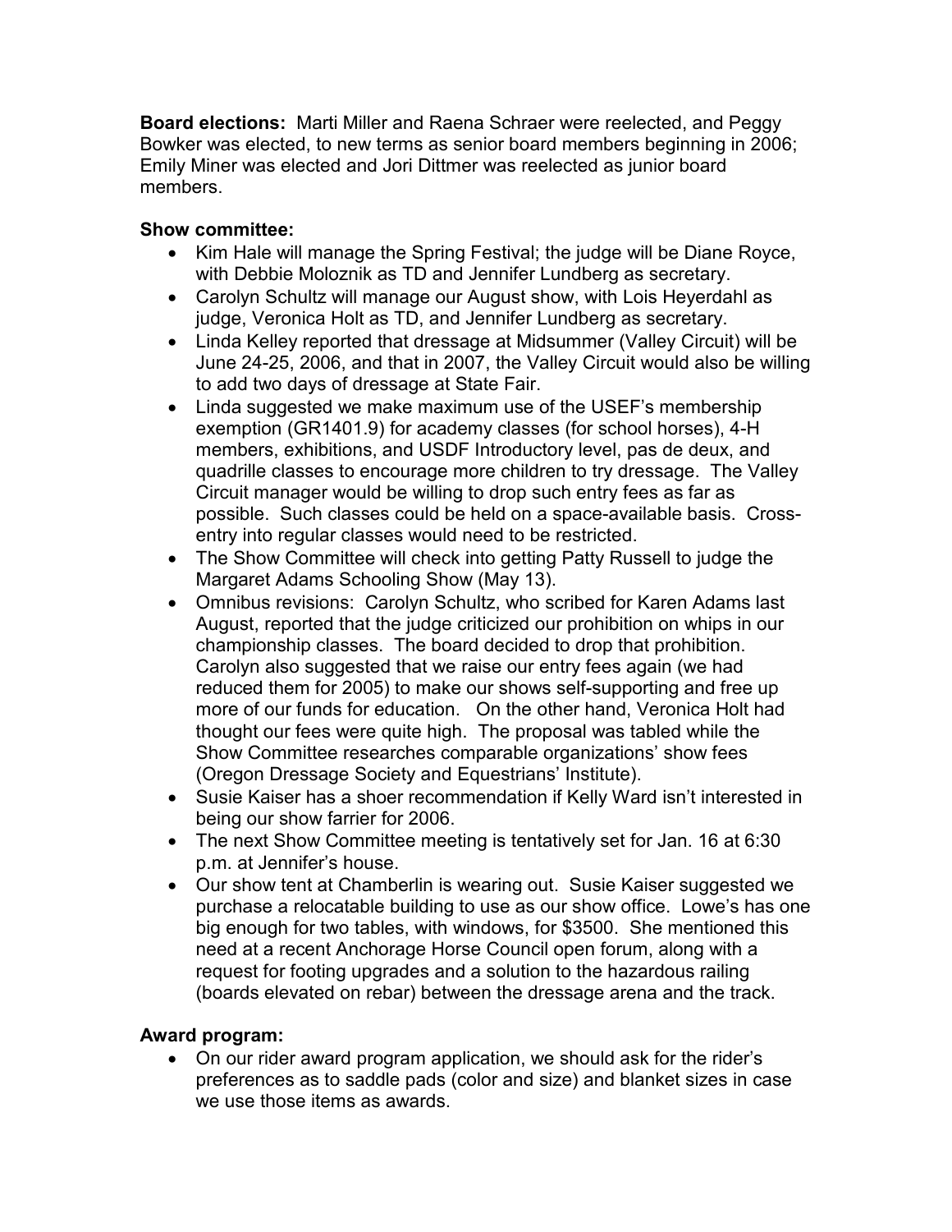**Board elections:** Marti Miller and Raena Schraer were reelected, and Peggy Bowker was elected, to new terms as senior board members beginning in 2006; Emily Miner was elected and Jori Dittmer was reelected as junior board members.

**Show committee:**

- Kim Hale will manage the Spring Festival; the judge will be Diane Royce, with Debbie Moloznik as TD and Jennifer Lundberg as secretary.
- Carolyn Schultz will manage our August show, with Lois Heyerdahl as judge, Veronica Holt as TD, and Jennifer Lundberg as secretary.
- Linda Kelley reported that dressage at Midsummer (Valley Circuit) will be June 24-25, 2006, and that in 2007, the Valley Circuit would also be willing to add two days of dressage at State Fair.
- Linda suggested we make maximum use of the USEF's membership exemption (GR1401.9) for academy classes (for school horses), 4-H members, exhibitions, and USDF Introductory level, pas de deux, and quadrille classes to encourage more children to try dressage. The Valley Circuit manager would be willing to drop such entry fees as far as possible. Such classes could be held on a space-available basis. Cross-entry into regular classes would need to be restricted.
- The Show Committee will check into getting Patty Russell to judge the Margaret Adams Schooling Show (May 13).
- Omnibus revisions: Carolyn Schultz, who scribed for Karen Adams last August, reported that the judge criticized our prohibition on whips in our championship classes. The board decided to drop that prohibition. Carolyn also suggested that we raise our entry fees again (we had reduced them for 2005) to make our shows self-supporting and free up more of our funds for education. On the other hand, Veronica Holt had thought our fees were quite high. The proposal was tabled while the Show Committee researches comparable organizations' show fees (Oregon Dressage Society and Equestrians' Institute).
- Susie Kaiser has a shoer recommendation if Kelly Ward isn't interested in being our show farrier for 2006.
- The next Show Committee meeting is tentatively set for Jan. 16 at 6:30 p.m. at Jennifer's house.
- Our show tent at Chamberlin is wearing out. Susie Kaiser suggested we purchase a relocatable building to use as our show office. Lowe's has one big enough for two tables, with windows, for $3500. She mentioned this need at a recent Anchorage Horse Council open forum, along with a request for footing upgrades and a solution to the hazardous railing (boards elevated on rebar) between the dressage arena and the track.

**Award program:**

- On our rider award program application, we should ask for the rider's preferences as to saddle pads (color and size) and blanket sizes in case we use those items as awards.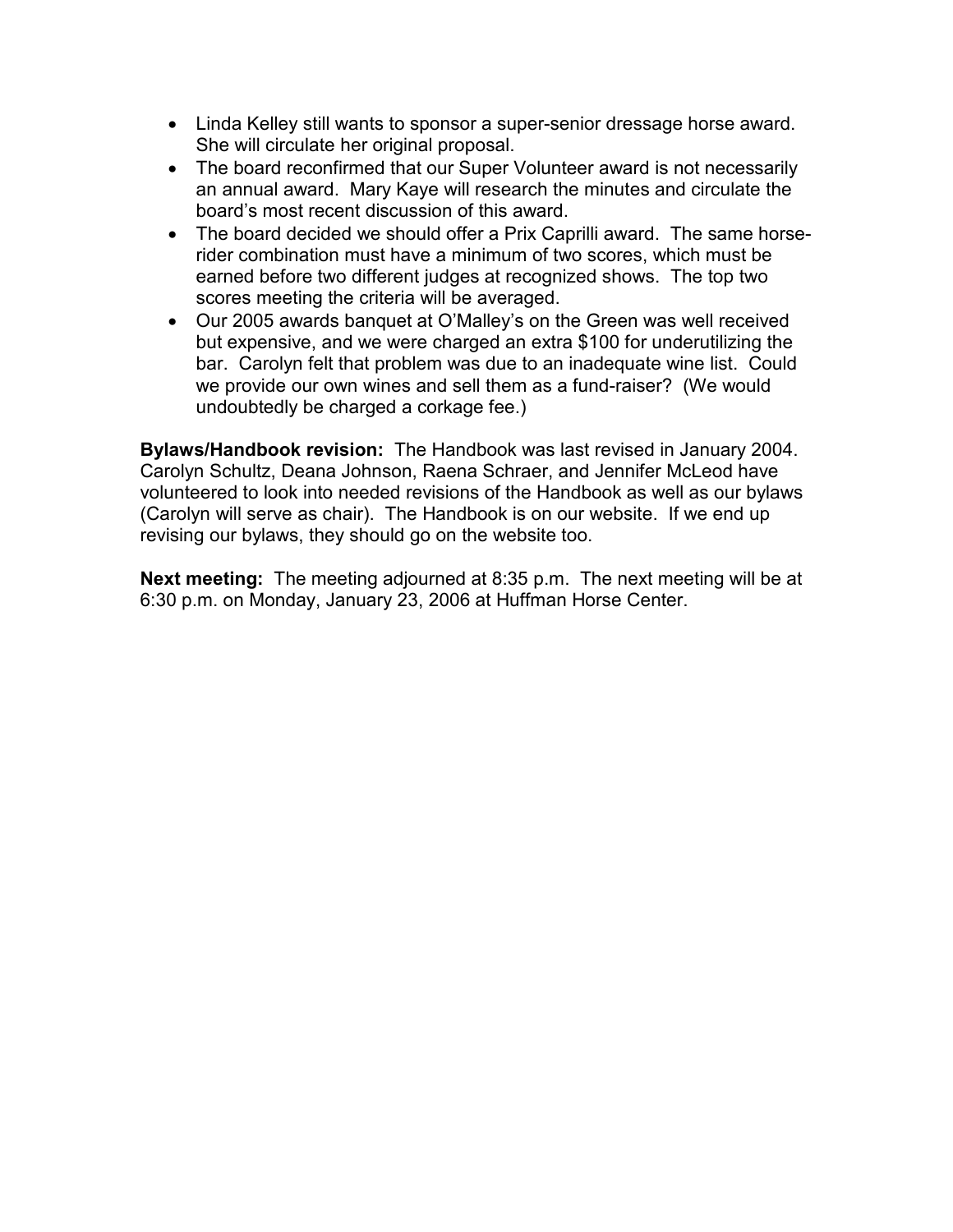- Linda Kelley still wants to sponsor a super-senior dressage horse award. She will circulate her original proposal.
- The board reconfirmed that our Super Volunteer award is not necessarily an annual award. Mary Kaye will research the minutes and circulate the board's most recent discussion of this award.
- The board decided we should offer a Prix Caprilli award. The same horse-rider combination must have a minimum of two scores, which must be earned before two different judges at recognized shows. The top two scores meeting the criteria will be averaged.
- Our 2005 awards banquet at O'Malley's on the Green was well received but expensive, and we were charged an extra $100 for underutilizing the bar. Carolyn felt that problem was due to an inadequate wine list. Could we provide our own wines and sell them as a fund-raiser? (We would undoubtedly be charged a corkage fee.)

**Bylaws/Handbook revision:** The Handbook was last revised in January 2004. Carolyn Schultz, Deana Johnson, Raena Schraer, and Jennifer McLeod have volunteered to look into needed revisions of the Handbook as well as our bylaws (Carolyn will serve as chair). The Handbook is on our website. If we end up revising our bylaws, they should go on the website too.

**Next meeting:** The meeting adjourned at 8:35 p.m. The next meeting will be at 6:30 p.m. on Monday, January 23, 2006 at Huffman Horse Center.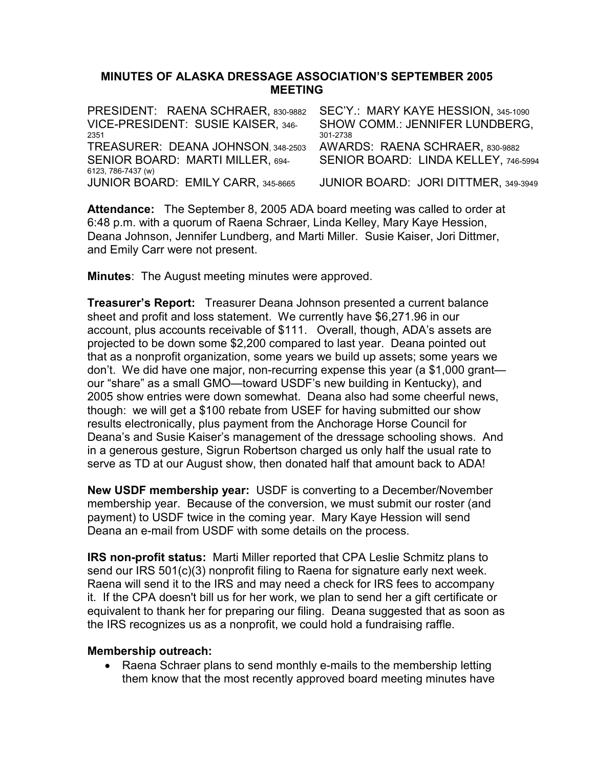## MINUTES OF ALASKA DRESSAGE ASSOCIATION'S SEPTEMBER 2005 MEETING

| | |
|---|---|
| PRESIDENT: RAENA SCHRAER, 830-9882 | SEC'Y.: MARY KAYE HESSION, 345-1090 |
| VICE-PRESIDENT: SUSIE KAISER, 346-2351 | SHOW COMM.: JENNIFER LUNDBERG, 301-2738 |
| TREASURER: DEANA JOHNSON, 348-2503 | AWARDS: RAENA SCHRAER, 830-9882 |
| SENIOR BOARD: MARTI MILLER, 694-6123, 786-7437 (w) | SENIOR BOARD: LINDA KELLEY, 746-5994 |
| JUNIOR BOARD: EMILY CARR, 345-8665 | JUNIOR BOARD: JORI DITTMER, 349-3949 |

**Attendance:** The September 8, 2005 ADA board meeting was called to order at 6:48 p.m. with a quorum of Raena Schraer, Linda Kelley, Mary Kaye Hession, Deana Johnson, Jennifer Lundberg, and Marti Miller. Susie Kaiser, Jori Dittmer, and Emily Carr were not present.

**Minutes**: The August meeting minutes were approved.

**Treasurer's Report:** Treasurer Deana Johnson presented a current balance sheet and profit and loss statement. We currently have $6,271.96 in our account, plus accounts receivable of $111. Overall, though, ADA's assets are projected to be down some $2,200 compared to last year. Deana pointed out that as a nonprofit organization, some years we build up assets; some years we don't. We did have one major, non-recurring expense this year (a $1,000 grant—our "share" as a small GMO—toward USDF's new building in Kentucky), and 2005 show entries were down somewhat. Deana also had some cheerful news, though: we will get a $100 rebate from USEF for having submitted our show results electronically, plus payment from the Anchorage Horse Council for Deana's and Susie Kaiser's management of the dressage schooling shows. And in a generous gesture, Sigrun Robertson charged us only half the usual rate to serve as TD at our August show, then donated half that amount back to ADA!

**New USDF membership year:** USDF is converting to a December/November membership year. Because of the conversion, we must submit our roster (and payment) to USDF twice in the coming year. Mary Kaye Hession will send Deana an e-mail from USDF with some details on the process.

**IRS non-profit status:** Marti Miller reported that CPA Leslie Schmitz plans to send our IRS 501(c)(3) nonprofit filing to Raena for signature early next week. Raena will send it to the IRS and may need a check for IRS fees to accompany it. If the CPA doesn't bill us for her work, we plan to send her a gift certificate or equivalent to thank her for preparing our filing. Deana suggested that as soon as the IRS recognizes us as a nonprofit, we could hold a fundraising raffle.

**Membership outreach:**

- Raena Schraer plans to send monthly e-mails to the membership letting them know that the most recently approved board meeting minutes have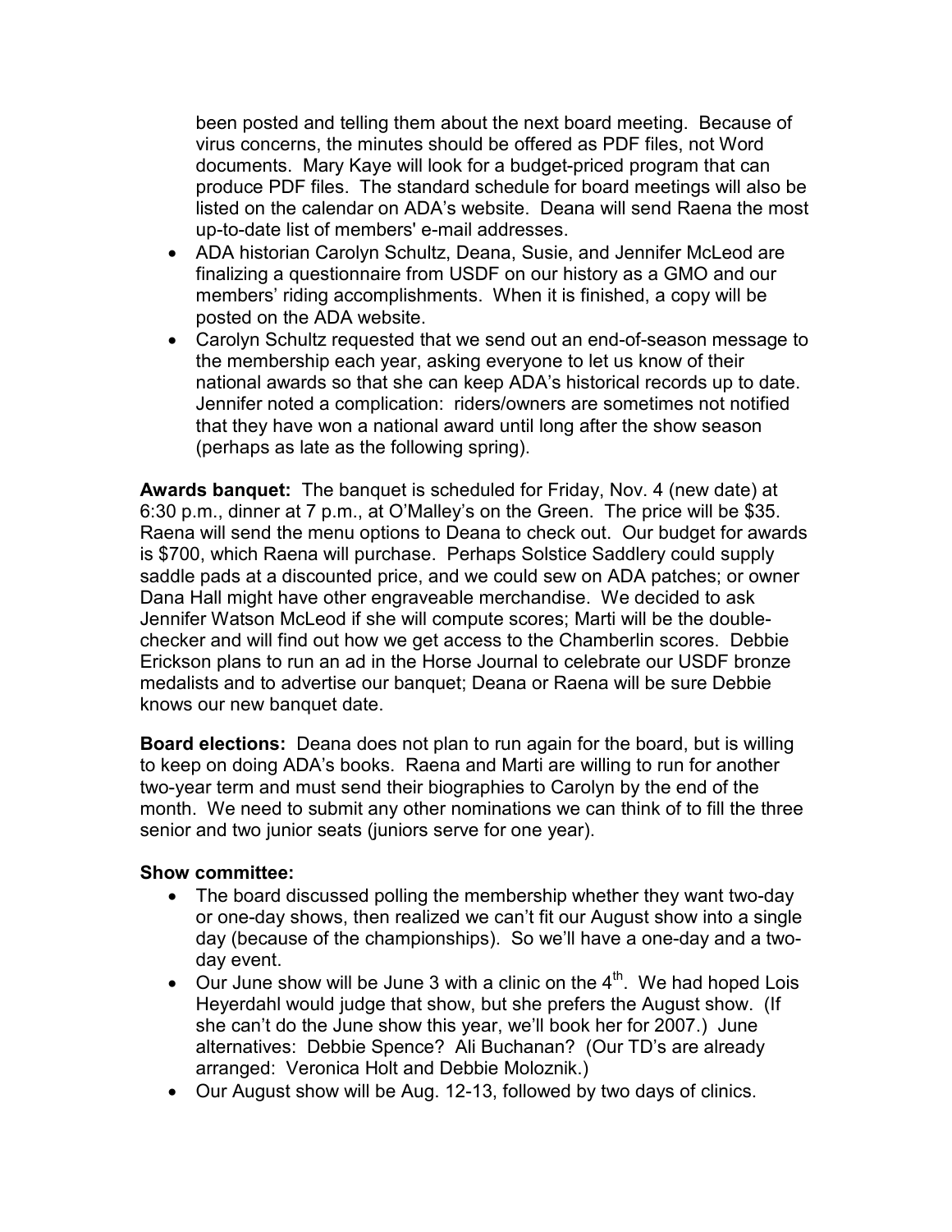been posted and telling them about the next board meeting. Because of virus concerns, the minutes should be offered as PDF files, not Word documents. Mary Kaye will look for a budget-priced program that can produce PDF files. The standard schedule for board meetings will also be listed on the calendar on ADA's website. Deana will send Raena the most up-to-date list of members' e-mail addresses.

- ADA historian Carolyn Schultz, Deana, Susie, and Jennifer McLeod are finalizing a questionnaire from USDF on our history as a GMO and our members' riding accomplishments. When it is finished, a copy will be posted on the ADA website.
- Carolyn Schultz requested that we send out an end-of-season message to the membership each year, asking everyone to let us know of their national awards so that she can keep ADA's historical records up to date. Jennifer noted a complication: riders/owners are sometimes not notified that they have won a national award until long after the show season (perhaps as late as the following spring).

**Awards banquet:** The banquet is scheduled for Friday, Nov. 4 (new date) at 6:30 p.m., dinner at 7 p.m., at O'Malley's on the Green. The price will be $35. Raena will send the menu options to Deana to check out. Our budget for awards is $700, which Raena will purchase. Perhaps Solstice Saddlery could supply saddle pads at a discounted price, and we could sew on ADA patches; or owner Dana Hall might have other engraveable merchandise. We decided to ask Jennifer Watson McLeod if she will compute scores; Marti will be the double-checker and will find out how we get access to the Chamberlin scores. Debbie Erickson plans to run an ad in the Horse Journal to celebrate our USDF bronze medalists and to advertise our banquet; Deana or Raena will be sure Debbie knows our new banquet date.

**Board elections:** Deana does not plan to run again for the board, but is willing to keep on doing ADA's books. Raena and Marti are willing to run for another two-year term and must send their biographies to Carolyn by the end of the month. We need to submit any other nominations we can think of to fill the three senior and two junior seats (juniors serve for one year).

**Show committee:**

- The board discussed polling the membership whether they want two-day or one-day shows, then realized we can't fit our August show into a single day (because of the championships). So we'll have a one-day and a two-day event.
- Our June show will be June 3 with a clinic on the 4th. We had hoped Lois Heyerdahl would judge that show, but she prefers the August show. (If she can't do the June show this year, we'll book her for 2007.) June alternatives: Debbie Spence? Ali Buchanan? (Our TD's are already arranged: Veronica Holt and Debbie Moloznik.)
- Our August show will be Aug. 12-13, followed by two days of clinics.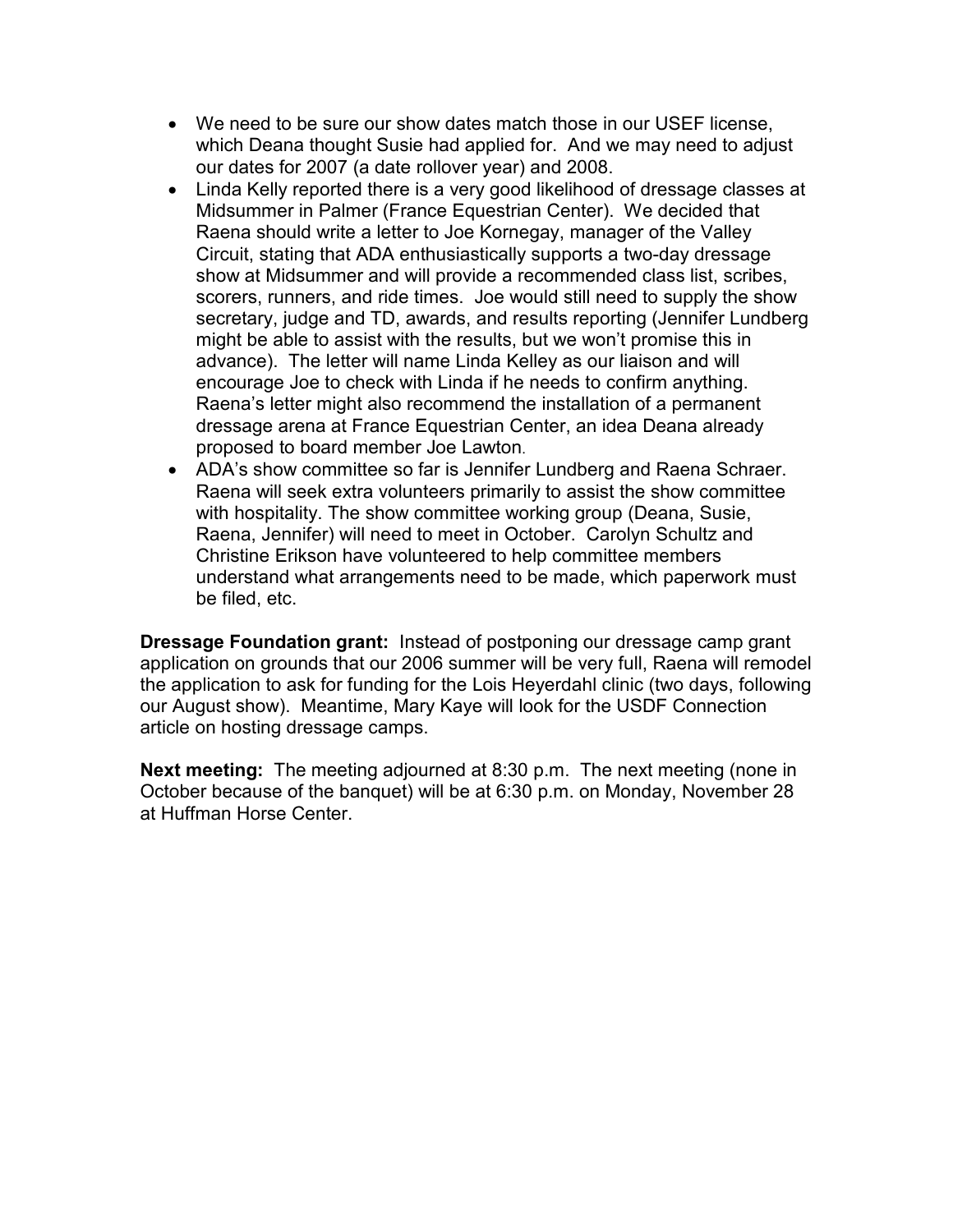- We need to be sure our show dates match those in our USEF license, which Deana thought Susie had applied for. And we may need to adjust our dates for 2007 (a date rollover year) and 2008.
- Linda Kelly reported there is a very good likelihood of dressage classes at Midsummer in Palmer (France Equestrian Center). We decided that Raena should write a letter to Joe Kornegay, manager of the Valley Circuit, stating that ADA enthusiastically supports a two-day dressage show at Midsummer and will provide a recommended class list, scribes, scorers, runners, and ride times. Joe would still need to supply the show secretary, judge and TD, awards, and results reporting (Jennifer Lundberg might be able to assist with the results, but we won't promise this in advance). The letter will name Linda Kelley as our liaison and will encourage Joe to check with Linda if he needs to confirm anything. Raena's letter might also recommend the installation of a permanent dressage arena at France Equestrian Center, an idea Deana already proposed to board member Joe Lawton.
- ADA's show committee so far is Jennifer Lundberg and Raena Schraer. Raena will seek extra volunteers primarily to assist the show committee with hospitality. The show committee working group (Deana, Susie, Raena, Jennifer) will need to meet in October. Carolyn Schultz and Christine Erikson have volunteered to help committee members understand what arrangements need to be made, which paperwork must be filed, etc.

**Dressage Foundation grant:** Instead of postponing our dressage camp grant application on grounds that our 2006 summer will be very full, Raena will remodel the application to ask for funding for the Lois Heyerdahl clinic (two days, following our August show). Meantime, Mary Kaye will look for the USDF Connection article on hosting dressage camps.

**Next meeting:** The meeting adjourned at 8:30 p.m. The next meeting (none in October because of the banquet) will be at 6:30 p.m. on Monday, November 28 at Huffman Horse Center.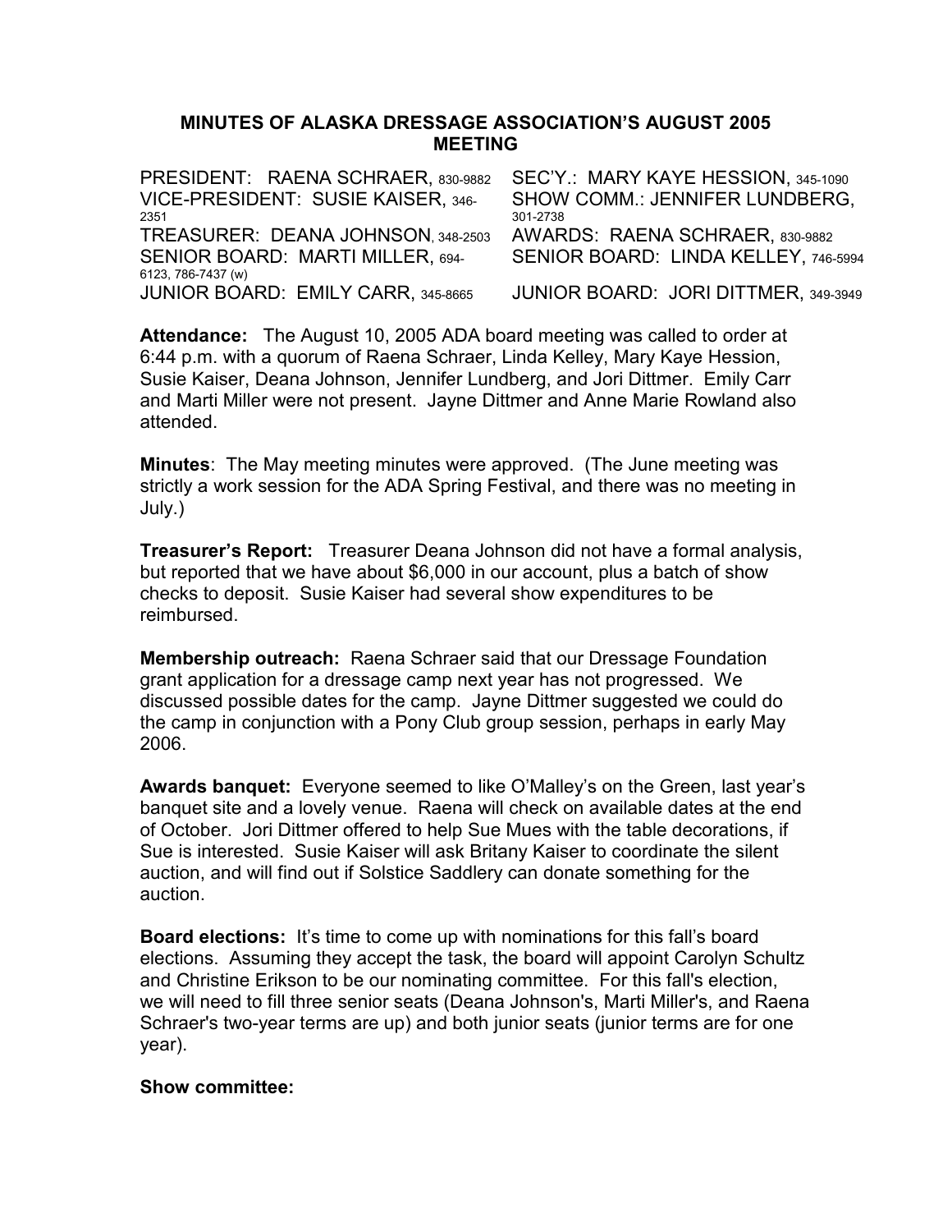**MINUTES OF ALASKA DRESSAGE ASSOCIATION'S AUGUST 2005 MEETING**

| | |
|---|---|
| PRESIDENT: RAENA SCHRAER, 830-9882 | SEC'Y.: MARY KAYE HESSION, 345-1090 |
| VICE-PRESIDENT: SUSIE KAISER, 346-2351 | SHOW COMM.: JENNIFER LUNDBERG, 301-2738 |
| TREASURER: DEANA JOHNSON, 348-2503 | AWARDS: RAENA SCHRAER, 830-9882 |
| SENIOR BOARD: MARTI MILLER, 694-6123, 786-7437 (w) | SENIOR BOARD: LINDA KELLEY, 746-5994 |
| JUNIOR BOARD: EMILY CARR, 345-8665 | JUNIOR BOARD: JORI DITTMER, 349-3949 |

**Attendance:** The August 10, 2005 ADA board meeting was called to order at 6:44 p.m. with a quorum of Raena Schraer, Linda Kelley, Mary Kaye Hession, Susie Kaiser, Deana Johnson, Jennifer Lundberg, and Jori Dittmer. Emily Carr and Marti Miller were not present. Jayne Dittmer and Anne Marie Rowland also attended.

**Minutes**: The May meeting minutes were approved. (The June meeting was strictly a work session for the ADA Spring Festival, and there was no meeting in July.)

**Treasurer's Report:** Treasurer Deana Johnson did not have a formal analysis, but reported that we have about $6,000 in our account, plus a batch of show checks to deposit. Susie Kaiser had several show expenditures to be reimbursed.

**Membership outreach:** Raena Schraer said that our Dressage Foundation grant application for a dressage camp next year has not progressed. We discussed possible dates for the camp. Jayne Dittmer suggested we could do the camp in conjunction with a Pony Club group session, perhaps in early May 2006.

**Awards banquet:** Everyone seemed to like O'Malley's on the Green, last year's banquet site and a lovely venue. Raena will check on available dates at the end of October. Jori Dittmer offered to help Sue Mues with the table decorations, if Sue is interested. Susie Kaiser will ask Britany Kaiser to coordinate the silent auction, and will find out if Solstice Saddlery can donate something for the auction.

**Board elections:** It's time to come up with nominations for this fall's board elections. Assuming they accept the task, the board will appoint Carolyn Schultz and Christine Erikson to be our nominating committee. For this fall's election, we will need to fill three senior seats (Deana Johnson's, Marti Miller's, and Raena Schraer's two-year terms are up) and both junior seats (junior terms are for one year).

**Show committee:**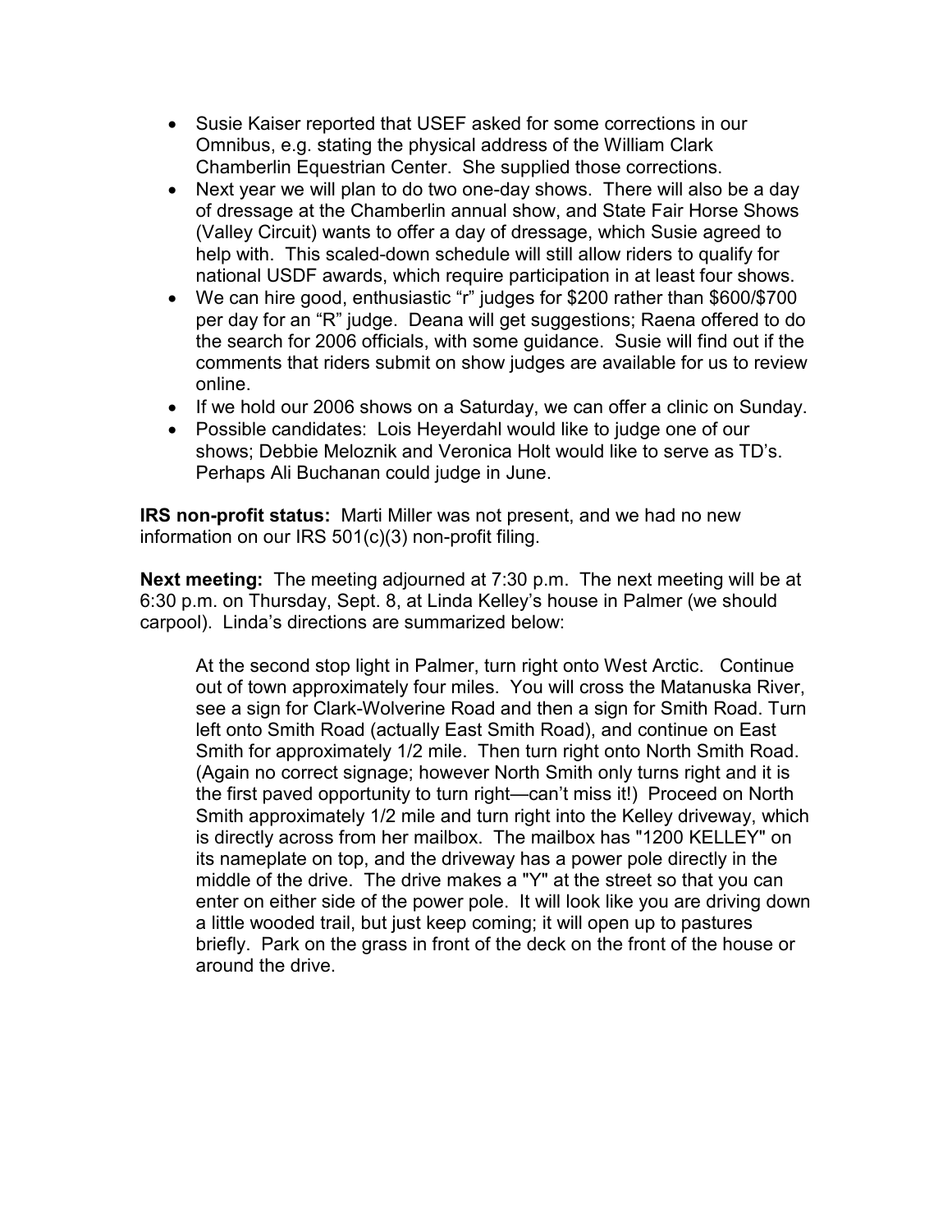- Susie Kaiser reported that USEF asked for some corrections in our Omnibus, e.g. stating the physical address of the William Clark Chamberlin Equestrian Center. She supplied those corrections.
- Next year we will plan to do two one-day shows. There will also be a day of dressage at the Chamberlin annual show, and State Fair Horse Shows (Valley Circuit) wants to offer a day of dressage, which Susie agreed to help with. This scaled-down schedule will still allow riders to qualify for national USDF awards, which require participation in at least four shows.
- We can hire good, enthusiastic "r" judges for $200 rather than $600/$700 per day for an "R" judge. Deana will get suggestions; Raena offered to do the search for 2006 officials, with some guidance. Susie will find out if the comments that riders submit on show judges are available for us to review online.
- If we hold our 2006 shows on a Saturday, we can offer a clinic on Sunday.
- Possible candidates: Lois Heyerdahl would like to judge one of our shows; Debbie Meloznik and Veronica Holt would like to serve as TD's. Perhaps Ali Buchanan could judge in June.

**IRS non-profit status:** Marti Miller was not present, and we had no new information on our IRS 501(c)(3) non-profit filing.

**Next meeting:** The meeting adjourned at 7:30 p.m. The next meeting will be at 6:30 p.m. on Thursday, Sept. 8, at Linda Kelley's house in Palmer (we should carpool). Linda's directions are summarized below:

> At the second stop light in Palmer, turn right onto West Arctic. Continue out of town approximately four miles. You will cross the Matanuska River, see a sign for Clark-Wolverine Road and then a sign for Smith Road. Turn left onto Smith Road (actually East Smith Road), and continue on East Smith for approximately 1/2 mile. Then turn right onto North Smith Road. (Again no correct signage; however North Smith only turns right and it is the first paved opportunity to turn right—can't miss it!) Proceed on North Smith approximately 1/2 mile and turn right into the Kelley driveway, which is directly across from her mailbox. The mailbox has "1200 KELLEY" on its nameplate on top, and the driveway has a power pole directly in the middle of the drive. The drive makes a "Y" at the street so that you can enter on either side of the power pole. It will look like you are driving down a little wooded trail, but just keep coming; it will open up to pastures briefly. Park on the grass in front of the deck on the front of the house or around the drive.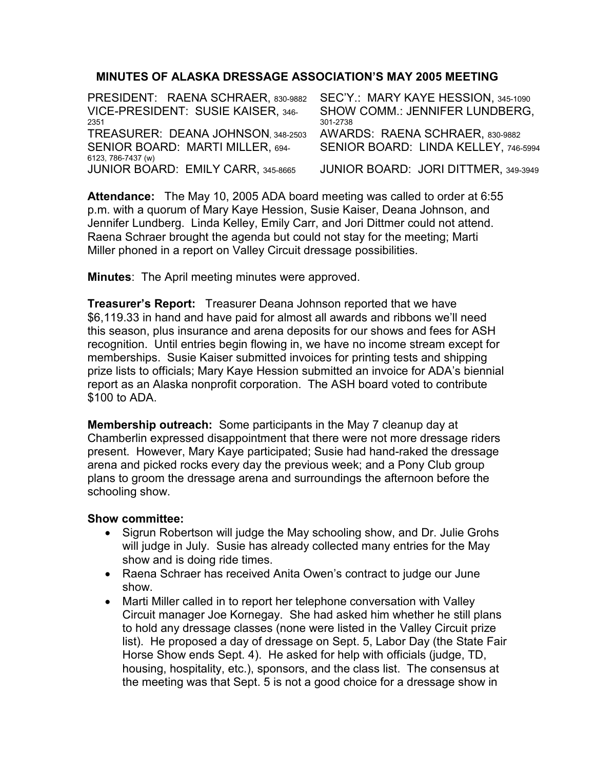## MINUTES OF ALASKA DRESSAGE ASSOCIATION'S MAY 2005 MEETING

| | |
|---|---|
| PRESIDENT: RAENA SCHRAER, 830-9882 | SEC'Y.: MARY KAYE HESSION, 345-1090 |
| VICE-PRESIDENT: SUSIE KAISER, 346-2351 | SHOW COMM.: JENNIFER LUNDBERG, 301-2738 |
| TREASURER: DEANA JOHNSON, 348-2503 | AWARDS: RAENA SCHRAER, 830-9882 |
| SENIOR BOARD: MARTI MILLER, 694-6123, 786-7437 (w) | SENIOR BOARD: LINDA KELLEY, 746-5994 |
| JUNIOR BOARD: EMILY CARR, 345-8665 | JUNIOR BOARD: JORI DITTMER, 349-3949 |

**Attendance:** The May 10, 2005 ADA board meeting was called to order at 6:55 p.m. with a quorum of Mary Kaye Hession, Susie Kaiser, Deana Johnson, and Jennifer Lundberg. Linda Kelley, Emily Carr, and Jori Dittmer could not attend. Raena Schraer brought the agenda but could not stay for the meeting; Marti Miller phoned in a report on Valley Circuit dressage possibilities.

**Minutes**: The April meeting minutes were approved.

**Treasurer's Report:** Treasurer Deana Johnson reported that we have $6,119.33 in hand and have paid for almost all awards and ribbons we'll need this season, plus insurance and arena deposits for our shows and fees for ASH recognition. Until entries begin flowing in, we have no income stream except for memberships. Susie Kaiser submitted invoices for printing tests and shipping prize lists to officials; Mary Kaye Hession submitted an invoice for ADA's biennial report as an Alaska nonprofit corporation. The ASH board voted to contribute $100 to ADA.

**Membership outreach:** Some participants in the May 7 cleanup day at Chamberlin expressed disappointment that there were not more dressage riders present. However, Mary Kaye participated; Susie had hand-raked the dressage arena and picked rocks every day the previous week; and a Pony Club group plans to groom the dressage arena and surroundings the afternoon before the schooling show.

**Show committee:**

- Sigrun Robertson will judge the May schooling show, and Dr. Julie Grohs will judge in July. Susie has already collected many entries for the May show and is doing ride times.
- Raena Schraer has received Anita Owen's contract to judge our June show.
- Marti Miller called in to report her telephone conversation with Valley Circuit manager Joe Kornegay. She had asked him whether he still plans to hold any dressage classes (none were listed in the Valley Circuit prize list). He proposed a day of dressage on Sept. 5, Labor Day (the State Fair Horse Show ends Sept. 4). He asked for help with officials (judge, TD, housing, hospitality, etc.), sponsors, and the class list. The consensus at the meeting was that Sept. 5 is not a good choice for a dressage show in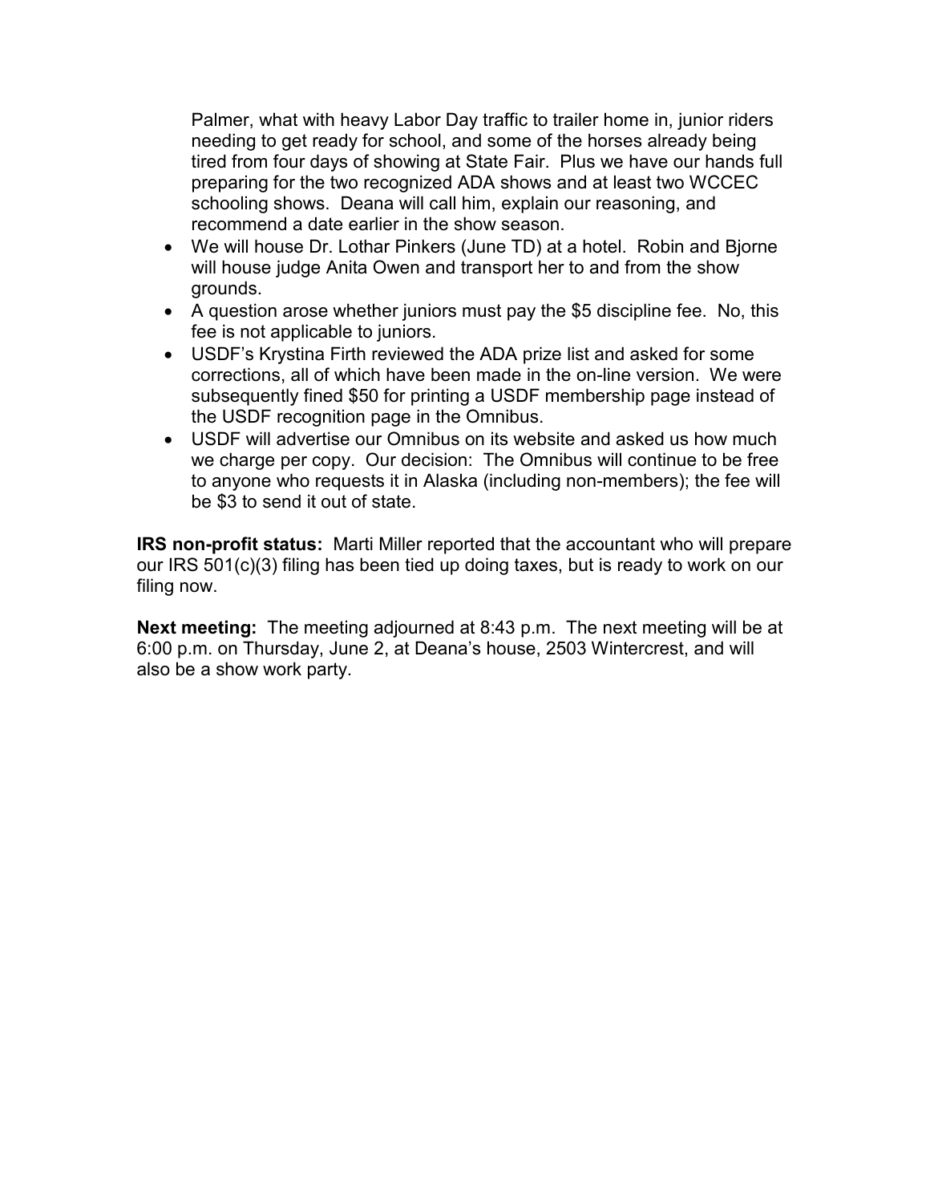Palmer, what with heavy Labor Day traffic to trailer home in, junior riders needing to get ready for school, and some of the horses already being tired from four days of showing at State Fair. Plus we have our hands full preparing for the two recognized ADA shows and at least two WCCEC schooling shows. Deana will call him, explain our reasoning, and recommend a date earlier in the show season.

- We will house Dr. Lothar Pinkers (June TD) at a hotel. Robin and Bjorne will house judge Anita Owen and transport her to and from the show grounds.
- A question arose whether juniors must pay the $5 discipline fee. No, this fee is not applicable to juniors.
- USDF's Krystina Firth reviewed the ADA prize list and asked for some corrections, all of which have been made in the on-line version. We were subsequently fined $50 for printing a USDF membership page instead of the USDF recognition page in the Omnibus.
- USDF will advertise our Omnibus on its website and asked us how much we charge per copy. Our decision: The Omnibus will continue to be free to anyone who requests it in Alaska (including non-members); the fee will be $3 to send it out of state.

**IRS non-profit status:** Marti Miller reported that the accountant who will prepare our IRS 501(c)(3) filing has been tied up doing taxes, but is ready to work on our filing now.

**Next meeting:** The meeting adjourned at 8:43 p.m. The next meeting will be at 6:00 p.m. on Thursday, June 2, at Deana's house, 2503 Wintercrest, and will also be a show work party.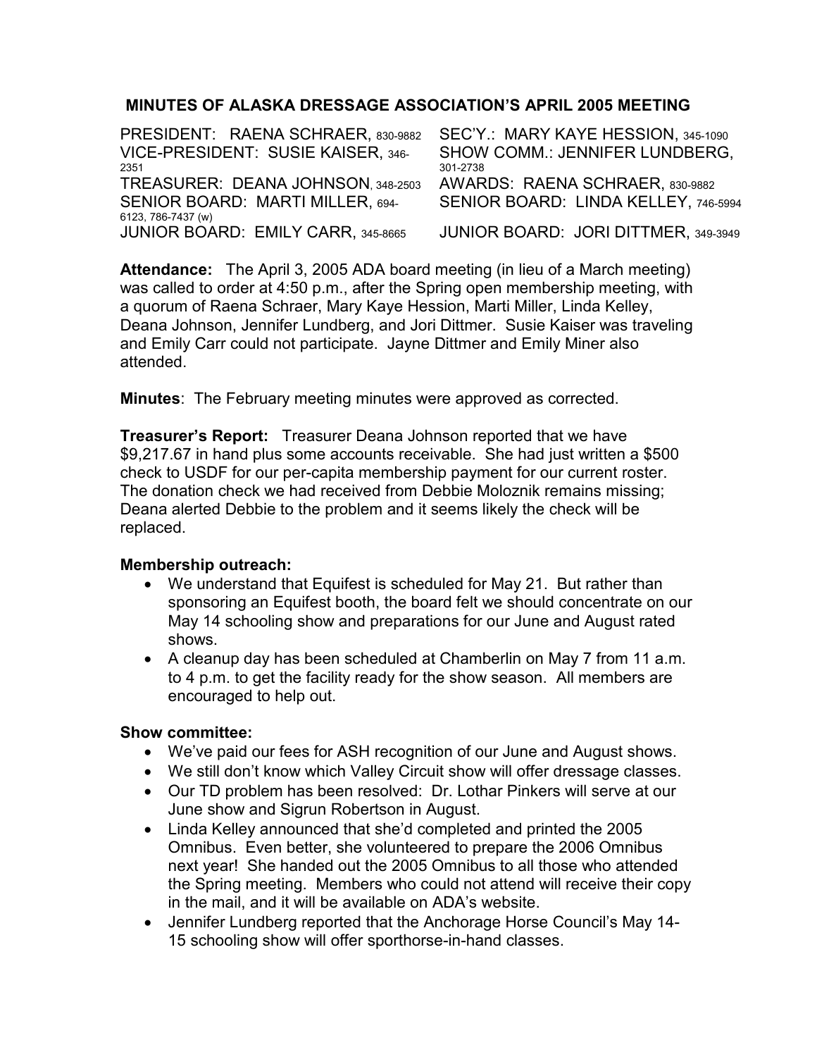## MINUTES OF ALASKA DRESSAGE ASSOCIATION'S APRIL 2005 MEETING

PRESIDENT: RAENA SCHRAER, 830-9882
VICE-PRESIDENT: SUSIE KAISER, 346-2351
TREASURER: DEANA JOHNSON, 348-2503
SENIOR BOARD: MARTI MILLER, 694-6123, 786-7437 (w)
JUNIOR BOARD: EMILY CARR, 345-8665
SEC'Y.: MARY KAYE HESSION, 345-1090
SHOW COMM.: JENNIFER LUNDBERG, 301-2738
AWARDS: RAENA SCHRAER, 830-9882
SENIOR BOARD: LINDA KELLEY, 746-5994
JUNIOR BOARD: JORI DITTMER, 349-3949

**Attendance:** The April 3, 2005 ADA board meeting (in lieu of a March meeting) was called to order at 4:50 p.m., after the Spring open membership meeting, with a quorum of Raena Schraer, Mary Kaye Hession, Marti Miller, Linda Kelley, Deana Johnson, Jennifer Lundberg, and Jori Dittmer. Susie Kaiser was traveling and Emily Carr could not participate. Jayne Dittmer and Emily Miner also attended.

**Minutes**: The February meeting minutes were approved as corrected.

**Treasurer's Report:** Treasurer Deana Johnson reported that we have $9,217.67 in hand plus some accounts receivable. She had just written a $500 check to USDF for our per-capita membership payment for our current roster. The donation check we had received from Debbie Moloznik remains missing; Deana alerted Debbie to the problem and it seems likely the check will be replaced.

**Membership outreach:**

- We understand that Equifest is scheduled for May 21. But rather than sponsoring an Equifest booth, the board felt we should concentrate on our May 14 schooling show and preparations for our June and August rated shows.
- A cleanup day has been scheduled at Chamberlin on May 7 from 11 a.m. to 4 p.m. to get the facility ready for the show season. All members are encouraged to help out.

**Show committee:**

- We've paid our fees for ASH recognition of our June and August shows.
- We still don't know which Valley Circuit show will offer dressage classes.
- Our TD problem has been resolved: Dr. Lothar Pinkers will serve at our June show and Sigrun Robertson in August.
- Linda Kelley announced that she'd completed and printed the 2005 Omnibus. Even better, she volunteered to prepare the 2006 Omnibus next year! She handed out the 2005 Omnibus to all those who attended the Spring meeting. Members who could not attend will receive their copy in the mail, and it will be available on ADA's website.
- Jennifer Lundberg reported that the Anchorage Horse Council's May 14-15 schooling show will offer sporthorse-in-hand classes.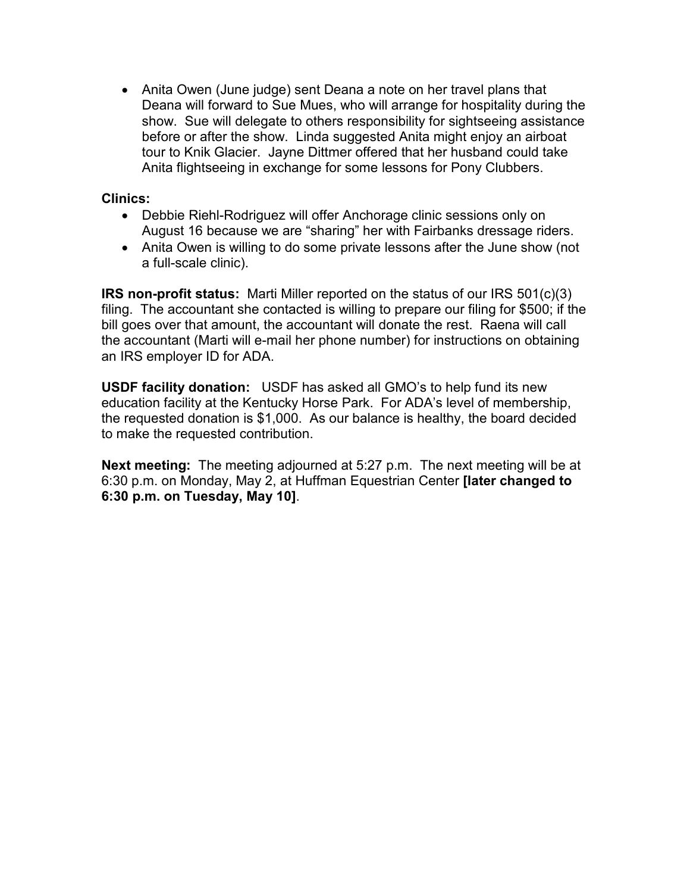- Anita Owen (June judge) sent Deana a note on her travel plans that Deana will forward to Sue Mues, who will arrange for hospitality during the show. Sue will delegate to others responsibility for sightseeing assistance before or after the show. Linda suggested Anita might enjoy an airboat tour to Knik Glacier. Jayne Dittmer offered that her husband could take Anita flightseeing in exchange for some lessons for Pony Clubbers.

**Clinics:**

- Debbie Riehl-Rodriguez will offer Anchorage clinic sessions only on August 16 because we are "sharing" her with Fairbanks dressage riders.
- Anita Owen is willing to do some private lessons after the June show (not a full-scale clinic).

**IRS non-profit status:** Marti Miller reported on the status of our IRS 501(c)(3) filing. The accountant she contacted is willing to prepare our filing for $500; if the bill goes over that amount, the accountant will donate the rest. Raena will call the accountant (Marti will e-mail her phone number) for instructions on obtaining an IRS employer ID for ADA.

**USDF facility donation:** USDF has asked all GMO's to help fund its new education facility at the Kentucky Horse Park. For ADA's level of membership, the requested donation is $1,000. As our balance is healthy, the board decided to make the requested contribution.

**Next meeting:** The meeting adjourned at 5:27 p.m. The next meeting will be at 6:30 p.m. on Monday, May 2, at Huffman Equestrian Center **[later changed to 6:30 p.m. on Tuesday, May 10]**.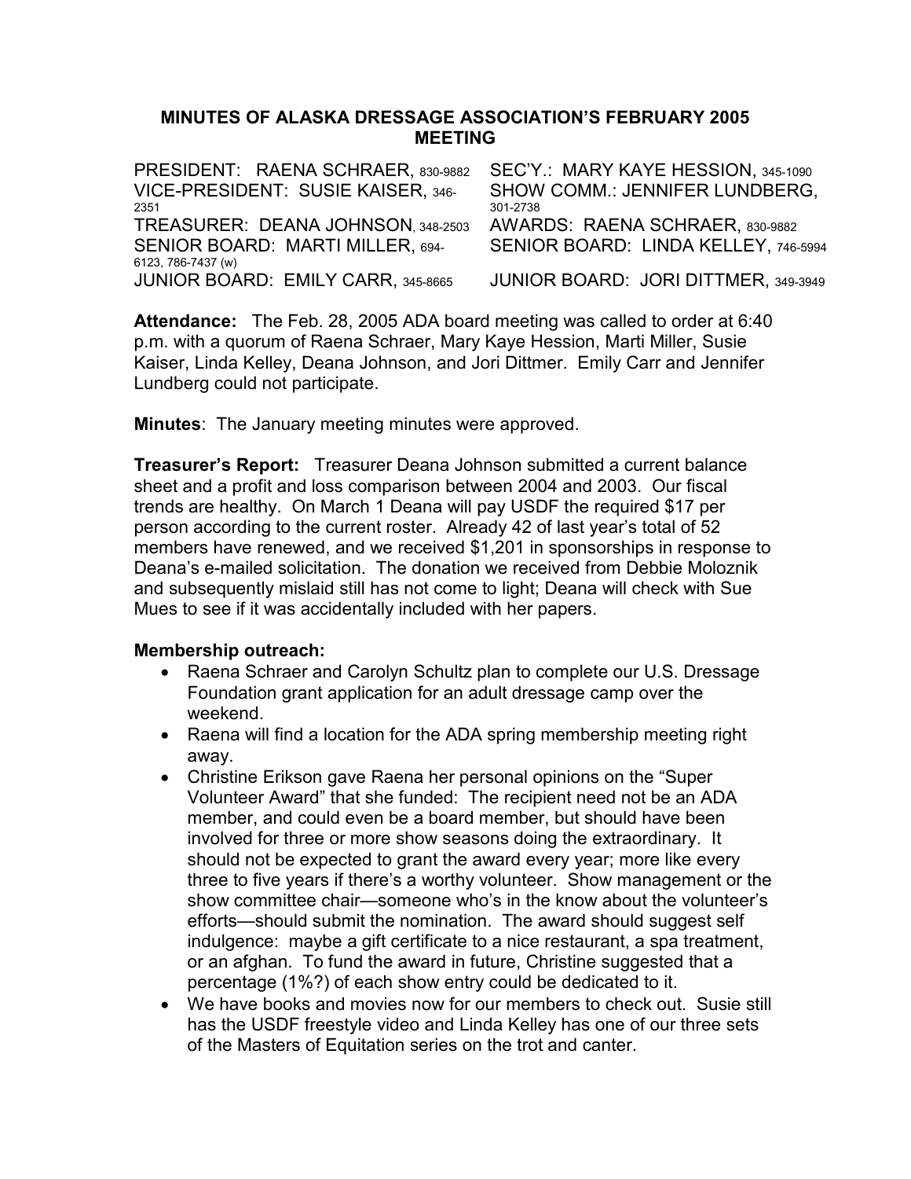# MINUTES OF ALASKA DRESSAGE ASSOCIATION'S FEBRUARY 2005 MEETING

PRESIDENT: RAENA SCHRAER, 830-9882
VICE-PRESIDENT: SUSIE KAISER, 346-2351
TREASURER: DEANA JOHNSON, 348-2503
SENIOR BOARD: MARTI MILLER, 694-6123, 786-7437 (w)
JUNIOR BOARD: EMILY CARR, 345-8665
SEC'Y.: MARY KAYE HESSION, 345-1090
SHOW COMM.: JENNIFER LUNDBERG, 301-2738
AWARDS: RAENA SCHRAER, 830-9882
SENIOR BOARD: LINDA KELLEY, 746-5994
JUNIOR BOARD: JORI DITTMER, 349-3949

**Attendance:** The Feb. 28, 2005 ADA board meeting was called to order at 6:40 p.m. with a quorum of Raena Schraer, Mary Kaye Hession, Marti Miller, Susie Kaiser, Linda Kelley, Deana Johnson, and Jori Dittmer. Emily Carr and Jennifer Lundberg could not participate.

**Minutes**: The January meeting minutes were approved.

**Treasurer's Report:** Treasurer Deana Johnson submitted a current balance sheet and a profit and loss comparison between 2004 and 2003. Our fiscal trends are healthy. On March 1 Deana will pay USDF the required $17 per person according to the current roster. Already 42 of last year's total of 52 members have renewed, and we received $1,201 in sponsorships in response to Deana's e-mailed solicitation. The donation we received from Debbie Moloznik and subsequently mislaid still has not come to light; Deana will check with Sue Mues to see if it was accidentally included with her papers.

**Membership outreach:**

- Raena Schraer and Carolyn Schultz plan to complete our U.S. Dressage Foundation grant application for an adult dressage camp over the weekend.
- Raena will find a location for the ADA spring membership meeting right away.
- Christine Erikson gave Raena her personal opinions on the "Super Volunteer Award" that she funded: The recipient need not be an ADA member, and could even be a board member, but should have been involved for three or more show seasons doing the extraordinary. It should not be expected to grant the award every year; more like every three to five years if there's a worthy volunteer. Show management or the show committee chair—someone who's in the know about the volunteer's efforts—should submit the nomination. The award should suggest self indulgence: maybe a gift certificate to a nice restaurant, a spa treatment, or an afghan. To fund the award in future, Christine suggested that a percentage (1%?) of each show entry could be dedicated to it.
- We have books and movies now for our members to check out. Susie still has the USDF freestyle video and Linda Kelley has one of our three sets of the Masters of Equitation series on the trot and canter.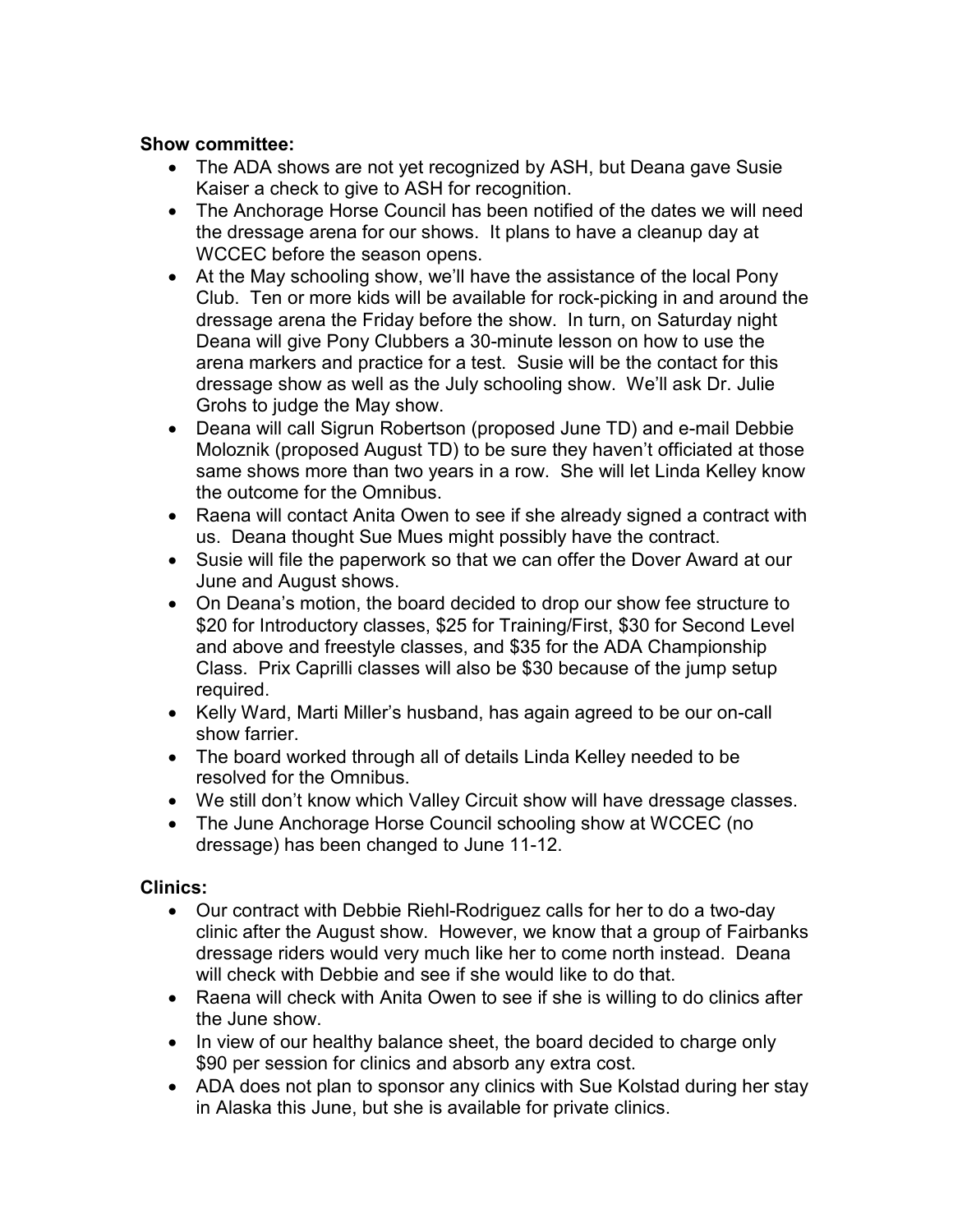**Show committee:**

- The ADA shows are not yet recognized by ASH, but Deana gave Susie Kaiser a check to give to ASH for recognition.
- The Anchorage Horse Council has been notified of the dates we will need the dressage arena for our shows. It plans to have a cleanup day at WCCEC before the season opens.
- At the May schooling show, we'll have the assistance of the local Pony Club. Ten or more kids will be available for rock-picking in and around the dressage arena the Friday before the show. In turn, on Saturday night Deana will give Pony Clubbers a 30-minute lesson on how to use the arena markers and practice for a test. Susie will be the contact for this dressage show as well as the July schooling show. We'll ask Dr. Julie Grohs to judge the May show.
- Deana will call Sigrun Robertson (proposed June TD) and e-mail Debbie Moloznik (proposed August TD) to be sure they haven't officiated at those same shows more than two years in a row. She will let Linda Kelley know the outcome for the Omnibus.
- Raena will contact Anita Owen to see if she already signed a contract with us. Deana thought Sue Mues might possibly have the contract.
- Susie will file the paperwork so that we can offer the Dover Award at our June and August shows.
- On Deana's motion, the board decided to drop our show fee structure to $20 for Introductory classes, $25 for Training/First, $30 for Second Level and above and freestyle classes, and $35 for the ADA Championship Class. Prix Caprilli classes will also be $30 because of the jump setup required.
- Kelly Ward, Marti Miller's husband, has again agreed to be our on-call show farrier.
- The board worked through all of details Linda Kelley needed to be resolved for the Omnibus.
- We still don't know which Valley Circuit show will have dressage classes.
- The June Anchorage Horse Council schooling show at WCCEC (no dressage) has been changed to June 11-12.

**Clinics:**

- Our contract with Debbie Riehl-Rodriguez calls for her to do a two-day clinic after the August show. However, we know that a group of Fairbanks dressage riders would very much like her to come north instead. Deana will check with Debbie and see if she would like to do that.
- Raena will check with Anita Owen to see if she is willing to do clinics after the June show.
- In view of our healthy balance sheet, the board decided to charge only $90 per session for clinics and absorb any extra cost.
- ADA does not plan to sponsor any clinics with Sue Kolstad during her stay in Alaska this June, but she is available for private clinics.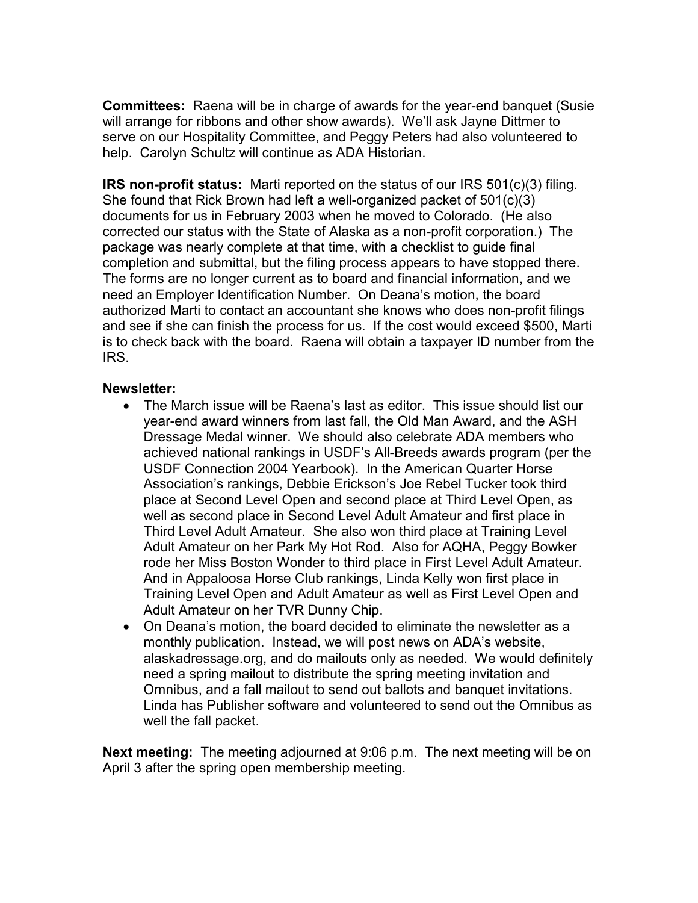**Committees:** Raena will be in charge of awards for the year-end banquet (Susie will arrange for ribbons and other show awards). We'll ask Jayne Dittmer to serve on our Hospitality Committee, and Peggy Peters had also volunteered to help. Carolyn Schultz will continue as ADA Historian.

**IRS non-profit status:** Marti reported on the status of our IRS 501(c)(3) filing. She found that Rick Brown had left a well-organized packet of 501(c)(3) documents for us in February 2003 when he moved to Colorado. (He also corrected our status with the State of Alaska as a non-profit corporation.) The package was nearly complete at that time, with a checklist to guide final completion and submittal, but the filing process appears to have stopped there. The forms are no longer current as to board and financial information, and we need an Employer Identification Number. On Deana's motion, the board authorized Marti to contact an accountant she knows who does non-profit filings and see if she can finish the process for us. If the cost would exceed $500, Marti is to check back with the board. Raena will obtain a taxpayer ID number from the IRS.

**Newsletter:**

- The March issue will be Raena's last as editor. This issue should list our year-end award winners from last fall, the Old Man Award, and the ASH Dressage Medal winner. We should also celebrate ADA members who achieved national rankings in USDF's All-Breeds awards program (per the USDF Connection 2004 Yearbook). In the American Quarter Horse Association's rankings, Debbie Erickson's Joe Rebel Tucker took third place at Second Level Open and second place at Third Level Open, as well as second place in Second Level Adult Amateur and first place in Third Level Adult Amateur. She also won third place at Training Level Adult Amateur on her Park My Hot Rod. Also for AQHA, Peggy Bowker rode her Miss Boston Wonder to third place in First Level Adult Amateur. And in Appaloosa Horse Club rankings, Linda Kelly won first place in Training Level Open and Adult Amateur as well as First Level Open and Adult Amateur on her TVR Dunny Chip.
- On Deana's motion, the board decided to eliminate the newsletter as a monthly publication. Instead, we will post news on ADA's website, alaskadressage.org, and do mailouts only as needed. We would definitely need a spring mailout to distribute the spring meeting invitation and Omnibus, and a fall mailout to send out ballots and banquet invitations. Linda has Publisher software and volunteered to send out the Omnibus as well the fall packet.

**Next meeting:** The meeting adjourned at 9:06 p.m. The next meeting will be on April 3 after the spring open membership meeting.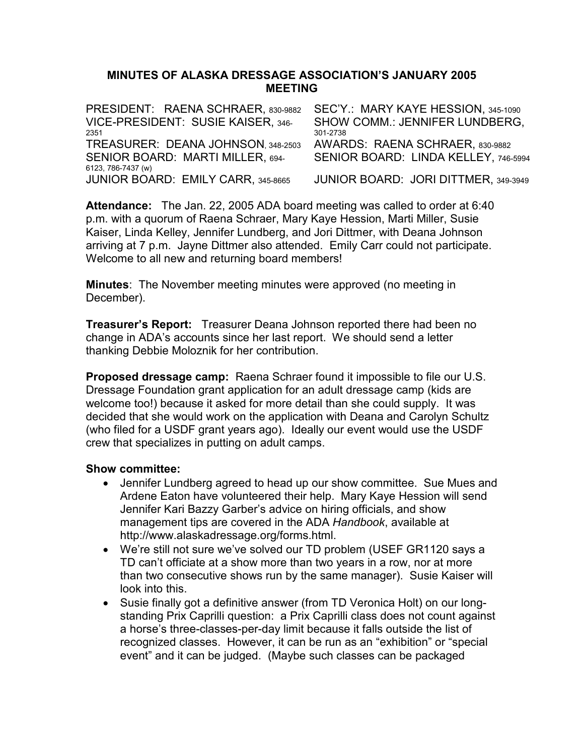# MINUTES OF ALASKA DRESSAGE ASSOCIATION'S JANUARY 2005 MEETING

PRESIDENT: RAENA SCHRAER, 830-9882
VICE-PRESIDENT: SUSIE KAISER, 346-2351
TREASURER: DEANA JOHNSON, 348-2503
SENIOR BOARD: MARTI MILLER, 694-6123, 786-7437 (w)
JUNIOR BOARD: EMILY CARR, 345-8665
SEC'Y.: MARY KAYE HESSION, 345-1090
SHOW COMM.: JENNIFER LUNDBERG, 301-2738
AWARDS: RAENA SCHRAER, 830-9882
SENIOR BOARD: LINDA KELLEY, 746-5994
JUNIOR BOARD: JORI DITTMER, 349-3949

**Attendance:** The Jan. 22, 2005 ADA board meeting was called to order at 6:40 p.m. with a quorum of Raena Schraer, Mary Kaye Hession, Marti Miller, Susie Kaiser, Linda Kelley, Jennifer Lundberg, and Jori Dittmer, with Deana Johnson arriving at 7 p.m. Jayne Dittmer also attended. Emily Carr could not participate. Welcome to all new and returning board members!

**Minutes**: The November meeting minutes were approved (no meeting in December).

**Treasurer's Report:** Treasurer Deana Johnson reported there had been no change in ADA's accounts since her last report. We should send a letter thanking Debbie Moloznik for her contribution.

**Proposed dressage camp:** Raena Schraer found it impossible to file our U.S. Dressage Foundation grant application for an adult dressage camp (kids are welcome too!) because it asked for more detail than she could supply. It was decided that she would work on the application with Deana and Carolyn Schultz (who filed for a USDF grant years ago). Ideally our event would use the USDF crew that specializes in putting on adult camps.

**Show committee:**

- Jennifer Lundberg agreed to head up our show committee. Sue Mues and Ardene Eaton have volunteered their help. Mary Kaye Hession will send Jennifer Kari Bazzy Garber's advice on hiring officials, and show management tips are covered in the ADA *Handbook*, available at http://www.alaskadressage.org/forms.html.
- We're still not sure we've solved our TD problem (USEF GR1120 says a TD can't officiate at a show more than two years in a row, nor at more than two consecutive shows run by the same manager). Susie Kaiser will look into this.
- Susie finally got a definitive answer (from TD Veronica Holt) on our long-standing Prix Caprilli question: a Prix Caprilli class does not count against a horse's three-classes-per-day limit because it falls outside the list of recognized classes. However, it can be run as an "exhibition" or "special event" and it can be judged. (Maybe such classes can be packaged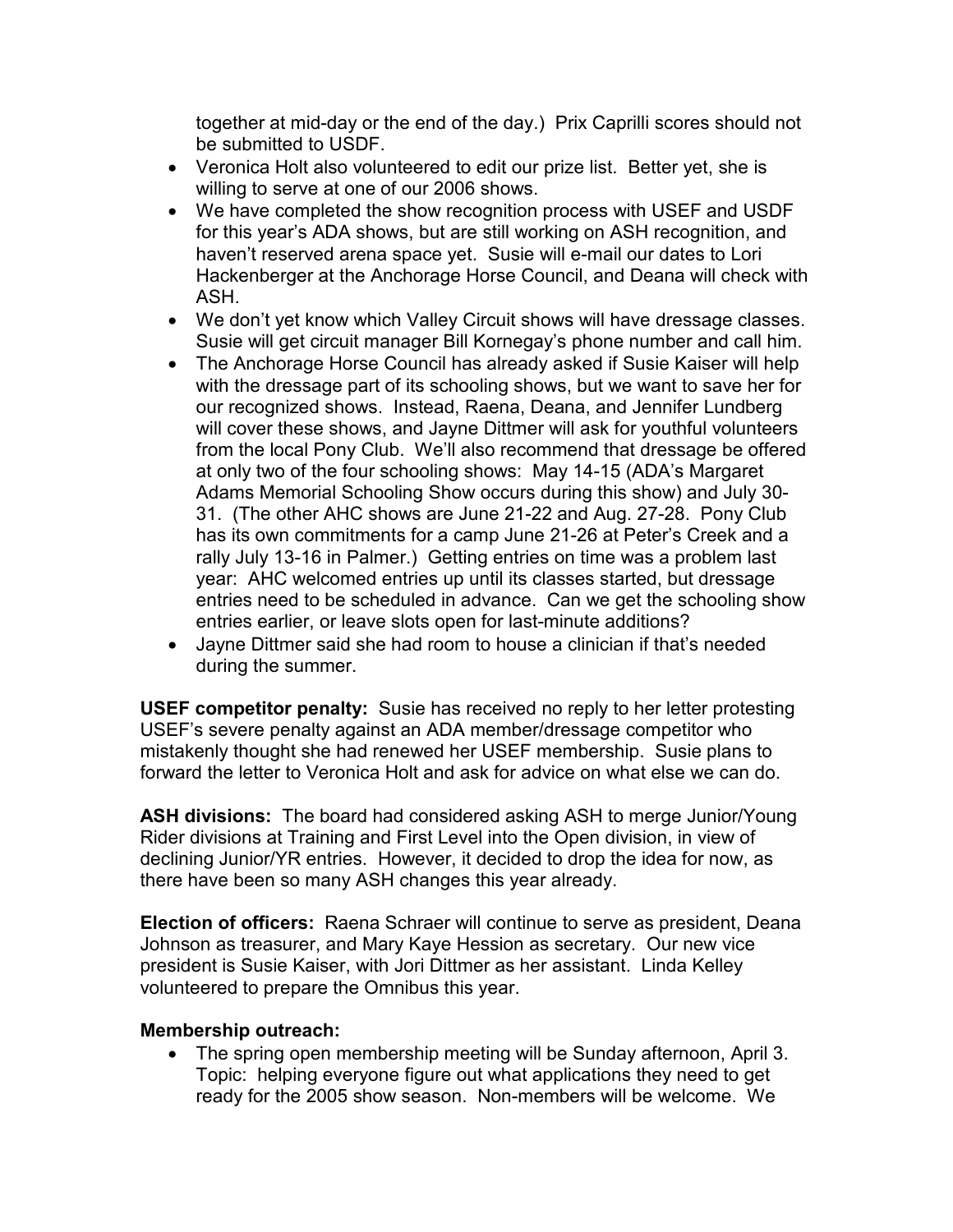together at mid-day or the end of the day.) Prix Caprilli scores should not be submitted to USDF.

- Veronica Holt also volunteered to edit our prize list. Better yet, she is willing to serve at one of our 2006 shows.
- We have completed the show recognition process with USEF and USDF for this year's ADA shows, but are still working on ASH recognition, and haven't reserved arena space yet. Susie will e-mail our dates to Lori Hackenberger at the Anchorage Horse Council, and Deana will check with ASH.
- We don't yet know which Valley Circuit shows will have dressage classes. Susie will get circuit manager Bill Kornegay's phone number and call him.
- The Anchorage Horse Council has already asked if Susie Kaiser will help with the dressage part of its schooling shows, but we want to save her for our recognized shows. Instead, Raena, Deana, and Jennifer Lundberg will cover these shows, and Jayne Dittmer will ask for youthful volunteers from the local Pony Club. We'll also recommend that dressage be offered at only two of the four schooling shows: May 14-15 (ADA's Margaret Adams Memorial Schooling Show occurs during this show) and July 30-31. (The other AHC shows are June 21-22 and Aug. 27-28. Pony Club has its own commitments for a camp June 21-26 at Peter's Creek and a rally July 13-16 in Palmer.) Getting entries on time was a problem last year: AHC welcomed entries up until its classes started, but dressage entries need to be scheduled in advance. Can we get the schooling show entries earlier, or leave slots open for last-minute additions?
- Jayne Dittmer said she had room to house a clinician if that's needed during the summer.

**USEF competitor penalty:** Susie has received no reply to her letter protesting USEF's severe penalty against an ADA member/dressage competitor who mistakenly thought she had renewed her USEF membership. Susie plans to forward the letter to Veronica Holt and ask for advice on what else we can do.

**ASH divisions:** The board had considered asking ASH to merge Junior/Young Rider divisions at Training and First Level into the Open division, in view of declining Junior/YR entries. However, it decided to drop the idea for now, as there have been so many ASH changes this year already.

**Election of officers:** Raena Schraer will continue to serve as president, Deana Johnson as treasurer, and Mary Kaye Hession as secretary. Our new vice president is Susie Kaiser, with Jori Dittmer as her assistant. Linda Kelley volunteered to prepare the Omnibus this year.

**Membership outreach:**

- The spring open membership meeting will be Sunday afternoon, April 3. Topic: helping everyone figure out what applications they need to get ready for the 2005 show season. Non-members will be welcome. We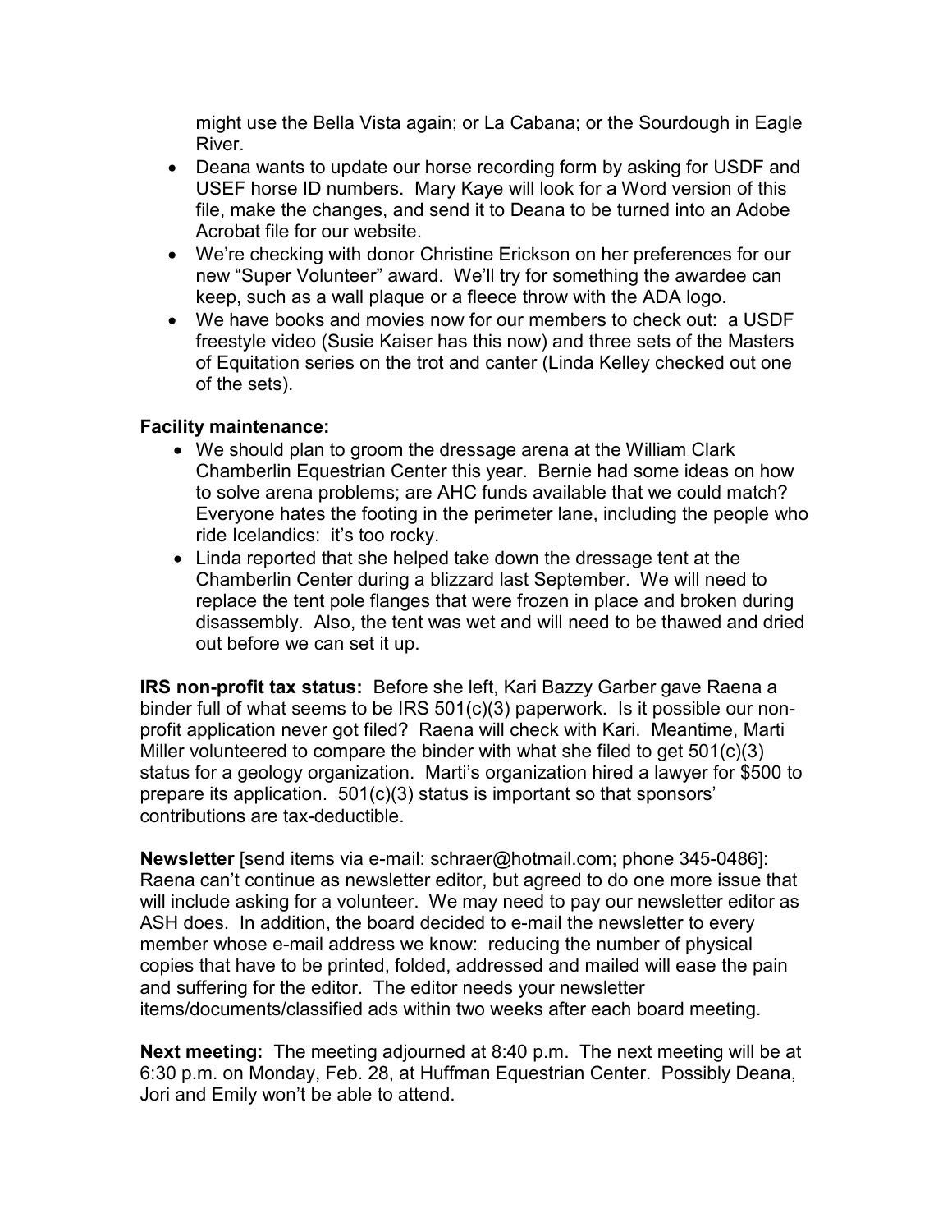might use the Bella Vista again; or La Cabana; or the Sourdough in Eagle River.

- Deana wants to update our horse recording form by asking for USDF and USEF horse ID numbers. Mary Kaye will look for a Word version of this file, make the changes, and send it to Deana to be turned into an Adobe Acrobat file for our website.
- We're checking with donor Christine Erickson on her preferences for our new "Super Volunteer" award. We'll try for something the awardee can keep, such as a wall plaque or a fleece throw with the ADA logo.
- We have books and movies now for our members to check out: a USDF freestyle video (Susie Kaiser has this now) and three sets of the Masters of Equitation series on the trot and canter (Linda Kelley checked out one of the sets).

**Facility maintenance:**

- We should plan to groom the dressage arena at the William Clark Chamberlin Equestrian Center this year. Bernie had some ideas on how to solve arena problems; are AHC funds available that we could match? Everyone hates the footing in the perimeter lane, including the people who ride Icelandics: it's too rocky.
- Linda reported that she helped take down the dressage tent at the Chamberlin Center during a blizzard last September. We will need to replace the tent pole flanges that were frozen in place and broken during disassembly. Also, the tent was wet and will need to be thawed and dried out before we can set it up.

**IRS non-profit tax status:** Before she left, Kari Bazzy Garber gave Raena a binder full of what seems to be IRS 501(c)(3) paperwork. Is it possible our non-profit application never got filed? Raena will check with Kari. Meantime, Marti Miller volunteered to compare the binder with what she filed to get 501(c)(3) status for a geology organization. Marti's organization hired a lawyer for $500 to prepare its application. 501(c)(3) status is important so that sponsors' contributions are tax-deductible.

**Newsletter** [send items via e-mail: schraer@hotmail.com; phone 345-0486]: Raena can't continue as newsletter editor, but agreed to do one more issue that will include asking for a volunteer. We may need to pay our newsletter editor as ASH does. In addition, the board decided to e-mail the newsletter to every member whose e-mail address we know: reducing the number of physical copies that have to be printed, folded, addressed and mailed will ease the pain and suffering for the editor. The editor needs your newsletter items/documents/classified ads within two weeks after each board meeting.

**Next meeting:** The meeting adjourned at 8:40 p.m. The next meeting will be at 6:30 p.m. on Monday, Feb. 28, at Huffman Equestrian Center. Possibly Deana, Jori and Emily won't be able to attend.